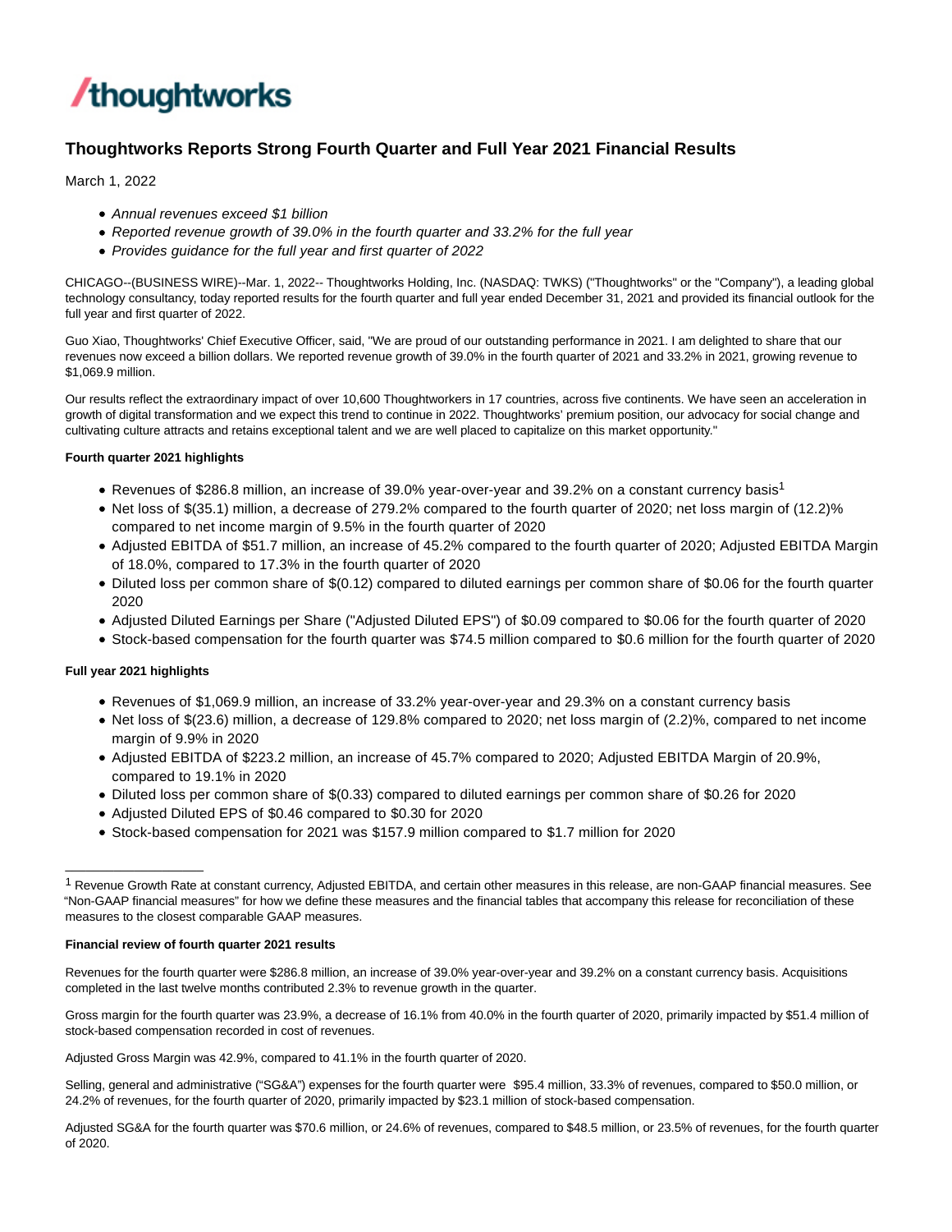/thoughtworks

# Thoughtworks Reports Strong Fourth Quarter and Full Year 2021 Financial Results

March 1, 2022

- *Annual revenues exceed $1 billion*
- *Reported revenue growth of 39.0% in the fourth quarter and 33.2% for the full year*
- *Provides guidance for the full year and first quarter of 2022*

CHICAGO--(BUSINESS WIRE)--Mar. 1, 2022-- Thoughtworks Holding, Inc. (NASDAQ: TWKS) ("Thoughtworks" or the "Company"), a leading global technology consultancy, today reported results for the fourth quarter and full year ended December 31, 2021 and provided its financial outlook for the full year and first quarter of 2022.

Guo Xiao, Thoughtworks' Chief Executive Officer, said, "We are proud of our outstanding performance in 2021. I am delighted to share that our revenues now exceed a billion dollars. We reported revenue growth of 39.0% in the fourth quarter of 2021 and 33.2% in 2021, growing revenue to $1,069.9 million.

Our results reflect the extraordinary impact of over 10,600 Thoughtworkers in 17 countries, across five continents. We have seen an acceleration in growth of digital transformation and we expect this trend to continue in 2022. Thoughtworks' premium position, our advocacy for social change and cultivating culture attracts and retains exceptional talent and we are well placed to capitalize on this market opportunity."

**Fourth quarter 2021 highlights**

- Revenues of $286.8 million, an increase of 39.0% year-over-year and 39.2% on a constant currency basis[1]
- Net loss of $(35.1) million, a decrease of 279.2% compared to the fourth quarter of 2020; net loss margin of (12.2)% compared to net income margin of 9.5% in the fourth quarter of 2020
- Adjusted EBITDA of $51.7 million, an increase of 45.2% compared to the fourth quarter of 2020; Adjusted EBITDA Margin of 18.0%, compared to 17.3% in the fourth quarter of 2020
- Diluted loss per common share of $(0.12) compared to diluted earnings per common share of $0.06 for the fourth quarter 2020
- Adjusted Diluted Earnings per Share ("Adjusted Diluted EPS") of $0.09 compared to $0.06 for the fourth quarter of 2020
- Stock-based compensation for the fourth quarter was $74.5 million compared to $0.6 million for the fourth quarter of 2020

**Full year 2021 highlights**

- Revenues of $1,069.9 million, an increase of 33.2% year-over-year and 29.3% on a constant currency basis
- Net loss of $(23.6) million, a decrease of 129.8% compared to 2020; net loss margin of (2.2)%, compared to net income margin of 9.9% in 2020
- Adjusted EBITDA of $223.2 million, an increase of 45.7% compared to 2020; Adjusted EBITDA Margin of 20.9%, compared to 19.1% in 2020
- Diluted loss per common share of $(0.33) compared to diluted earnings per common share of $0.26 for 2020
- Adjusted Diluted EPS of $0.46 compared to $0.30 for 2020
- Stock-based compensation for 2021 was $157.9 million compared to $1.7 million for 2020

---

[1] Revenue Growth Rate at constant currency, Adjusted EBITDA, and certain other measures in this release, are non-GAAP financial measures. See "Non-GAAP financial measures" for how we define these measures and the financial tables that accompany this release for reconciliation of these measures to the closest comparable GAAP measures.

**Financial review of fourth quarter 2021 results**

Revenues for the fourth quarter were $286.8 million, an increase of 39.0% year-over-year and 39.2% on a constant currency basis. Acquisitions completed in the last twelve months contributed 2.3% to revenue growth in the quarter.

Gross margin for the fourth quarter was 23.9%, a decrease of 16.1% from 40.0% in the fourth quarter of 2020, primarily impacted by $51.4 million of stock-based compensation recorded in cost of revenues.

Adjusted Gross Margin was 42.9%, compared to 41.1% in the fourth quarter of 2020.

Selling, general and administrative ("SG&A") expenses for the fourth quarter were $95.4 million, 33.3% of revenues, compared to $50.0 million, or 24.2% of revenues, for the fourth quarter of 2020, primarily impacted by $23.1 million of stock-based compensation.

Adjusted SG&A for the fourth quarter was $70.6 million, or 24.6% of revenues, compared to $48.5 million, or 23.5% of revenues, for the fourth quarter of 2020.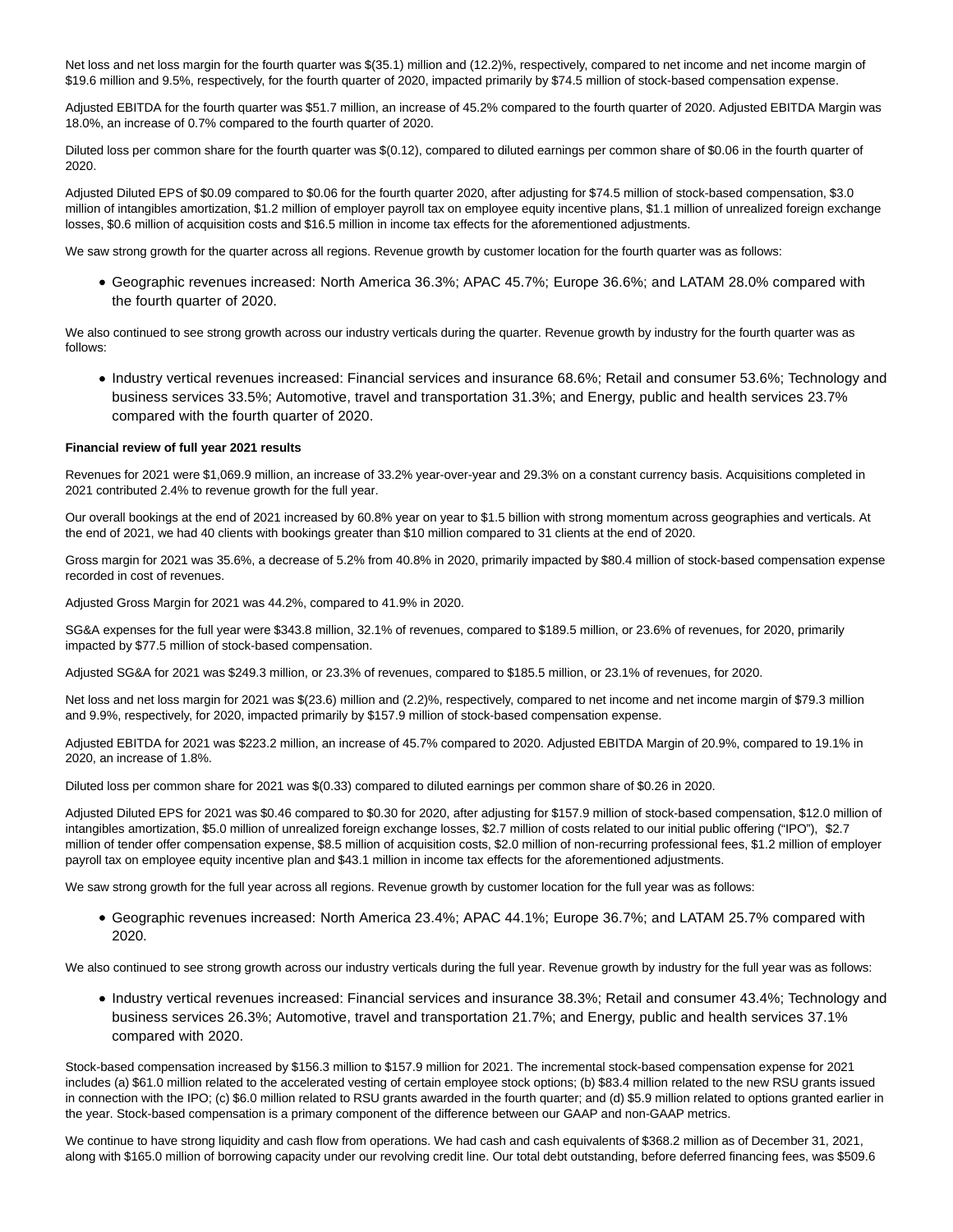Net loss and net loss margin for the fourth quarter was $(35.1) million and (12.2)%, respectively, compared to net income and net income margin of $19.6 million and 9.5%, respectively, for the fourth quarter of 2020, impacted primarily by $74.5 million of stock-based compensation expense.

Adjusted EBITDA for the fourth quarter was $51.7 million, an increase of 45.2% compared to the fourth quarter of 2020. Adjusted EBITDA Margin was 18.0%, an increase of 0.7% compared to the fourth quarter of 2020.

Diluted loss per common share for the fourth quarter was $(0.12), compared to diluted earnings per common share of $0.06 in the fourth quarter of 2020.

Adjusted Diluted EPS of $0.09 compared to $0.06 for the fourth quarter 2020, after adjusting for $74.5 million of stock-based compensation, $3.0 million of intangibles amortization, $1.2 million of employer payroll tax on employee equity incentive plans, $1.1 million of unrealized foreign exchange losses, $0.6 million of acquisition costs and $16.5 million in income tax effects for the aforementioned adjustments.

We saw strong growth for the quarter across all regions. Revenue growth by customer location for the fourth quarter was as follows:

- Geographic revenues increased: North America 36.3%; APAC 45.7%; Europe 36.6%; and LATAM 28.0% compared with the fourth quarter of 2020.

We also continued to see strong growth across our industry verticals during the quarter. Revenue growth by industry for the fourth quarter was as follows:

- Industry vertical revenues increased: Financial services and insurance 68.6%; Retail and consumer 53.6%; Technology and business services 33.5%; Automotive, travel and transportation 31.3%; and Energy, public and health services 23.7% compared with the fourth quarter of 2020.

**Financial review of full year 2021 results**

Revenues for 2021 were $1,069.9 million, an increase of 33.2% year-over-year and 29.3% on a constant currency basis. Acquisitions completed in 2021 contributed 2.4% to revenue growth for the full year.

Our overall bookings at the end of 2021 increased by 60.8% year on year to $1.5 billion with strong momentum across geographies and verticals. At the end of 2021, we had 40 clients with bookings greater than $10 million compared to 31 clients at the end of 2020.

Gross margin for 2021 was 35.6%, a decrease of 5.2% from 40.8% in 2020, primarily impacted by $80.4 million of stock-based compensation expense recorded in cost of revenues.

Adjusted Gross Margin for 2021 was 44.2%, compared to 41.9% in 2020.

SG&A expenses for the full year were $343.8 million, 32.1% of revenues, compared to $189.5 million, or 23.6% of revenues, for 2020, primarily impacted by $77.5 million of stock-based compensation.

Adjusted SG&A for 2021 was $249.3 million, or 23.3% of revenues, compared to $185.5 million, or 23.1% of revenues, for 2020.

Net loss and net loss margin for 2021 was $(23.6) million and (2.2)%, respectively, compared to net income and net income margin of $79.3 million and 9.9%, respectively, for 2020, impacted primarily by $157.9 million of stock-based compensation expense.

Adjusted EBITDA for 2021 was $223.2 million, an increase of 45.7% compared to 2020. Adjusted EBITDA Margin of 20.9%, compared to 19.1% in 2020, an increase of 1.8%.

Diluted loss per common share for 2021 was $(0.33) compared to diluted earnings per common share of $0.26 in 2020.

Adjusted Diluted EPS for 2021 was $0.46 compared to $0.30 for 2020, after adjusting for $157.9 million of stock-based compensation, $12.0 million of intangibles amortization, $5.0 million of unrealized foreign exchange losses, $2.7 million of costs related to our initial public offering ("IPO"), $2.7 million of tender offer compensation expense, $8.5 million of acquisition costs, $2.0 million of non-recurring professional fees, $1.2 million of employer payroll tax on employee equity incentive plan and $43.1 million in income tax effects for the aforementioned adjustments.

We saw strong growth for the full year across all regions. Revenue growth by customer location for the full year was as follows:

- Geographic revenues increased: North America 23.4%; APAC 44.1%; Europe 36.7%; and LATAM 25.7% compared with 2020.

We also continued to see strong growth across our industry verticals during the full year. Revenue growth by industry for the full year was as follows:

- Industry vertical revenues increased: Financial services and insurance 38.3%; Retail and consumer 43.4%; Technology and business services 26.3%; Automotive, travel and transportation 21.7%; and Energy, public and health services 37.1% compared with 2020.

Stock-based compensation increased by $156.3 million to $157.9 million for 2021. The incremental stock-based compensation expense for 2021 includes (a) $61.0 million related to the accelerated vesting of certain employee stock options; (b) $83.4 million related to the new RSU grants issued in connection with the IPO; (c) $6.0 million related to RSU grants awarded in the fourth quarter; and (d) $5.9 million related to options granted earlier in the year. Stock-based compensation is a primary component of the difference between our GAAP and non-GAAP metrics.

We continue to have strong liquidity and cash flow from operations. We had cash and cash equivalents of $368.2 million as of December 31, 2021, along with $165.0 million of borrowing capacity under our revolving credit line. Our total debt outstanding, before deferred financing fees, was $509.6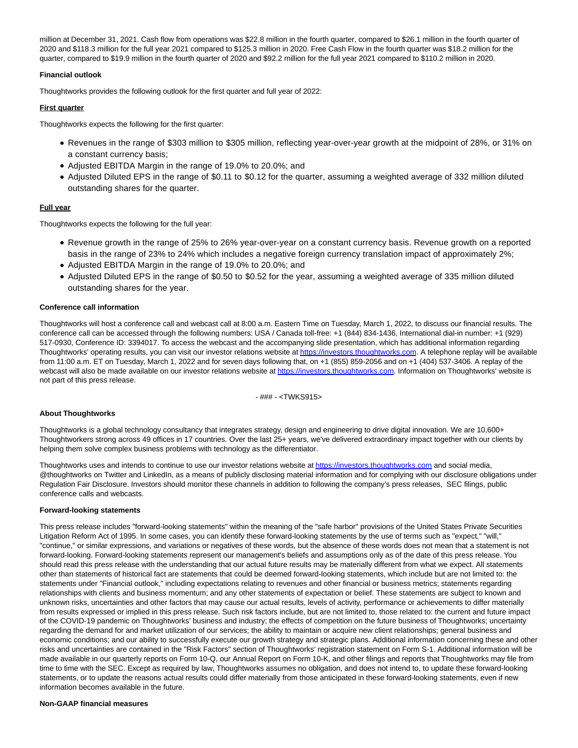million at December 31, 2021. Cash flow from operations was $22.8 million in the fourth quarter, compared to $26.1 million in the fourth quarter of 2020 and $118.3 million for the full year 2021 compared to $125.3 million in 2020. Free Cash Flow in the fourth quarter was $18.2 million for the quarter, compared to $19.9 million in the fourth quarter of 2020 and $92.2 million for the full year 2021 compared to $110.2 million in 2020.

**Financial outlook**

Thoughtworks provides the following outlook for the first quarter and full year of 2022:

**First quarter**

Thoughtworks expects the following for the first quarter:

- Revenues in the range of $303 million to $305 million, reflecting year-over-year growth at the midpoint of 28%, or 31% on a constant currency basis;
- Adjusted EBITDA Margin in the range of 19.0% to 20.0%; and
- Adjusted Diluted EPS in the range of $0.11 to $0.12 for the quarter, assuming a weighted average of 332 million diluted outstanding shares for the quarter.

**Full year**

Thoughtworks expects the following for the full year:

- Revenue growth in the range of 25% to 26% year-over-year on a constant currency basis. Revenue growth on a reported basis in the range of 23% to 24% which includes a negative foreign currency translation impact of approximately 2%;
- Adjusted EBITDA Margin in the range of 19.0% to 20.0%; and
- Adjusted Diluted EPS in the range of $0.50 to $0.52 for the year, assuming a weighted average of 335 million diluted outstanding shares for the year.

**Conference call information**

Thoughtworks will host a conference call and webcast call at 8:00 a.m. Eastern Time on Tuesday, March 1, 2022, to discuss our financial results. The conference call can be accessed through the following numbers: USA / Canada toll-free: +1 (844) 834-1436, International dial-in number: +1 (929) 517-0930, Conference ID: 3394017. To access the webcast and the accompanying slide presentation, which has additional information regarding Thoughtworks' operating results, you can visit our investor relations website at https://investors.thoughtworks.com. A telephone replay will be available from 11:00 a.m. ET on Tuesday, March 1, 2022 and for seven days following that, on +1 (855) 859-2056 and on +1 (404) 537-3406. A replay of the webcast will also be made available on our investor relations website at https://investors.thoughtworks.com. Information on Thoughtworks' website is not part of this press release.

- ### - <TWKS915>

**About Thoughtworks**

Thoughtworks is a global technology consultancy that integrates strategy, design and engineering to drive digital innovation. We are 10,600+ Thoughtworkers strong across 49 offices in 17 countries. Over the last 25+ years, we've delivered extraordinary impact together with our clients by helping them solve complex business problems with technology as the differentiator.

Thoughtworks uses and intends to continue to use our investor relations website at https://investors.thoughtworks.com and social media, @thoughtworks on Twitter and LinkedIn, as a means of publicly disclosing material information and for complying with our disclosure obligations under Regulation Fair Disclosure. Investors should monitor these channels in addition to following the company's press releases, SEC filings, public conference calls and webcasts.

**Forward-looking statements**

This press release includes "forward-looking statements" within the meaning of the "safe harbor" provisions of the United States Private Securities Litigation Reform Act of 1995. In some cases, you can identify these forward-looking statements by the use of terms such as "expect," "will," "continue," or similar expressions, and variations or negatives of these words, but the absence of these words does not mean that a statement is not forward-looking. Forward-looking statements represent our management's beliefs and assumptions only as of the date of this press release. You should read this press release with the understanding that our actual future results may be materially different from what we expect. All statements other than statements of historical fact are statements that could be deemed forward-looking statements, which include but are not limited to: the statements under "Financial outlook," including expectations relating to revenues and other financial or business metrics; statements regarding relationships with clients and business momentum; and any other statements of expectation or belief. These statements are subject to known and unknown risks, uncertainties and other factors that may cause our actual results, levels of activity, performance or achievements to differ materially from results expressed or implied in this press release. Such risk factors include, but are not limited to, those related to: the current and future impact of the COVID-19 pandemic on Thoughtworks' business and industry; the effects of competition on the future business of Thoughtworks; uncertainty regarding the demand for and market utilization of our services; the ability to maintain or acquire new client relationships; general business and economic conditions; and our ability to successfully execute our growth strategy and strategic plans. Additional information concerning these and other risks and uncertainties are contained in the "Risk Factors" section of Thoughtworks' registration statement on Form S-1. Additional information will be made available in our quarterly reports on Form 10-Q, our Annual Report on Form 10-K, and other filings and reports that Thoughtworks may file from time to time with the SEC. Except as required by law, Thoughtworks assumes no obligation, and does not intend to, to update these forward-looking statements, or to update the reasons actual results could differ materially from those anticipated in these forward-looking statements, even if new information becomes available in the future.

**Non-GAAP financial measures**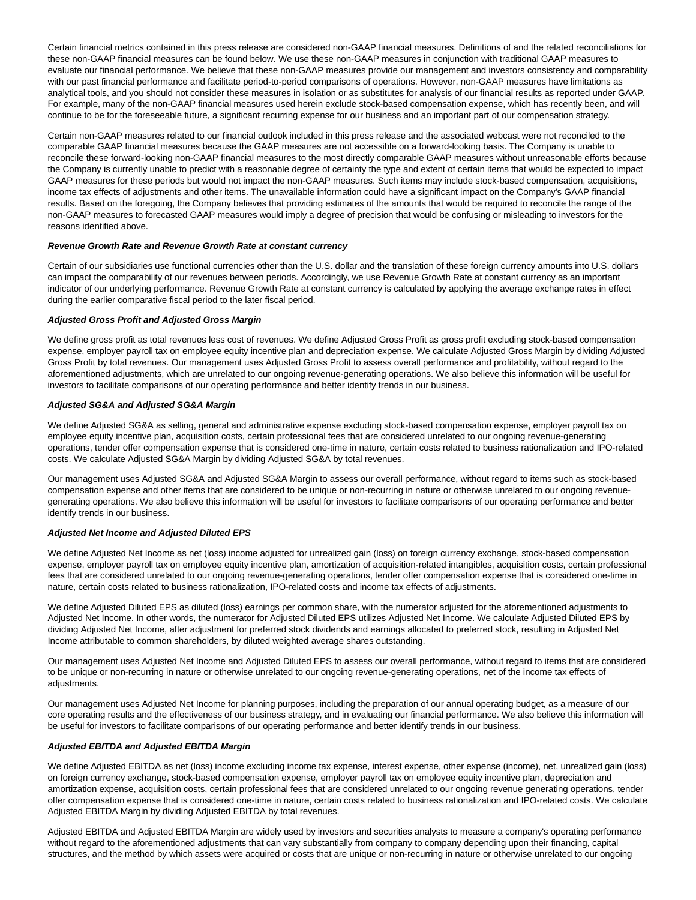Certain financial metrics contained in this press release are considered non-GAAP financial measures. Definitions of and the related reconciliations for these non-GAAP financial measures can be found below. We use these non-GAAP measures in conjunction with traditional GAAP measures to evaluate our financial performance. We believe that these non-GAAP measures provide our management and investors consistency and comparability with our past financial performance and facilitate period-to-period comparisons of operations. However, non-GAAP measures have limitations as analytical tools, and you should not consider these measures in isolation or as substitutes for analysis of our financial results as reported under GAAP. For example, many of the non-GAAP financial measures used herein exclude stock-based compensation expense, which has recently been, and will continue to be for the foreseeable future, a significant recurring expense for our business and an important part of our compensation strategy.

Certain non-GAAP measures related to our financial outlook included in this press release and the associated webcast were not reconciled to the comparable GAAP financial measures because the GAAP measures are not accessible on a forward-looking basis. The Company is unable to reconcile these forward-looking non-GAAP financial measures to the most directly comparable GAAP measures without unreasonable efforts because the Company is currently unable to predict with a reasonable degree of certainty the type and extent of certain items that would be expected to impact GAAP measures for these periods but would not impact the non-GAAP measures. Such items may include stock-based compensation, acquisitions, income tax effects of adjustments and other items. The unavailable information could have a significant impact on the Company's GAAP financial results. Based on the foregoing, the Company believes that providing estimates of the amounts that would be required to reconcile the range of the non-GAAP measures to forecasted GAAP measures would imply a degree of precision that would be confusing or misleading to investors for the reasons identified above.

***Revenue Growth Rate and Revenue Growth Rate at constant currency***

Certain of our subsidiaries use functional currencies other than the U.S. dollar and the translation of these foreign currency amounts into U.S. dollars can impact the comparability of our revenues between periods. Accordingly, we use Revenue Growth Rate at constant currency as an important indicator of our underlying performance. Revenue Growth Rate at constant currency is calculated by applying the average exchange rates in effect during the earlier comparative fiscal period to the later fiscal period.

***Adjusted Gross Profit and Adjusted Gross Margin***

We define gross profit as total revenues less cost of revenues. We define Adjusted Gross Profit as gross profit excluding stock-based compensation expense, employer payroll tax on employee equity incentive plan and depreciation expense. We calculate Adjusted Gross Margin by dividing Adjusted Gross Profit by total revenues. Our management uses Adjusted Gross Profit to assess overall performance and profitability, without regard to the aforementioned adjustments, which are unrelated to our ongoing revenue-generating operations. We also believe this information will be useful for investors to facilitate comparisons of our operating performance and better identify trends in our business.

***Adjusted SG&A and Adjusted SG&A Margin***

We define Adjusted SG&A as selling, general and administrative expense excluding stock-based compensation expense, employer payroll tax on employee equity incentive plan, acquisition costs, certain professional fees that are considered unrelated to our ongoing revenue-generating operations, tender offer compensation expense that is considered one-time in nature, certain costs related to business rationalization and IPO-related costs. We calculate Adjusted SG&A Margin by dividing Adjusted SG&A by total revenues.

Our management uses Adjusted SG&A and Adjusted SG&A Margin to assess our overall performance, without regard to items such as stock-based compensation expense and other items that are considered to be unique or non-recurring in nature or otherwise unrelated to our ongoing revenue-generating operations. We also believe this information will be useful for investors to facilitate comparisons of our operating performance and better identify trends in our business.

***Adjusted Net Income and Adjusted Diluted EPS***

We define Adjusted Net Income as net (loss) income adjusted for unrealized gain (loss) on foreign currency exchange, stock-based compensation expense, employer payroll tax on employee equity incentive plan, amortization of acquisition-related intangibles, acquisition costs, certain professional fees that are considered unrelated to our ongoing revenue-generating operations, tender offer compensation expense that is considered one-time in nature, certain costs related to business rationalization, IPO-related costs and income tax effects of adjustments.

We define Adjusted Diluted EPS as diluted (loss) earnings per common share, with the numerator adjusted for the aforementioned adjustments to Adjusted Net Income. In other words, the numerator for Adjusted Diluted EPS utilizes Adjusted Net Income. We calculate Adjusted Diluted EPS by dividing Adjusted Net Income, after adjustment for preferred stock dividends and earnings allocated to preferred stock, resulting in Adjusted Net Income attributable to common shareholders, by diluted weighted average shares outstanding.

Our management uses Adjusted Net Income and Adjusted Diluted EPS to assess our overall performance, without regard to items that are considered to be unique or non-recurring in nature or otherwise unrelated to our ongoing revenue-generating operations, net of the income tax effects of adjustments.

Our management uses Adjusted Net Income for planning purposes, including the preparation of our annual operating budget, as a measure of our core operating results and the effectiveness of our business strategy, and in evaluating our financial performance. We also believe this information will be useful for investors to facilitate comparisons of our operating performance and better identify trends in our business.

***Adjusted EBITDA and Adjusted EBITDA Margin***

We define Adjusted EBITDA as net (loss) income excluding income tax expense, interest expense, other expense (income), net, unrealized gain (loss) on foreign currency exchange, stock-based compensation expense, employer payroll tax on employee equity incentive plan, depreciation and amortization expense, acquisition costs, certain professional fees that are considered unrelated to our ongoing revenue generating operations, tender offer compensation expense that is considered one-time in nature, certain costs related to business rationalization and IPO-related costs. We calculate Adjusted EBITDA Margin by dividing Adjusted EBITDA by total revenues.

Adjusted EBITDA and Adjusted EBITDA Margin are widely used by investors and securities analysts to measure a company's operating performance without regard to the aforementioned adjustments that can vary substantially from company to company depending upon their financing, capital structures, and the method by which assets were acquired or costs that are unique or non-recurring in nature or otherwise unrelated to our ongoing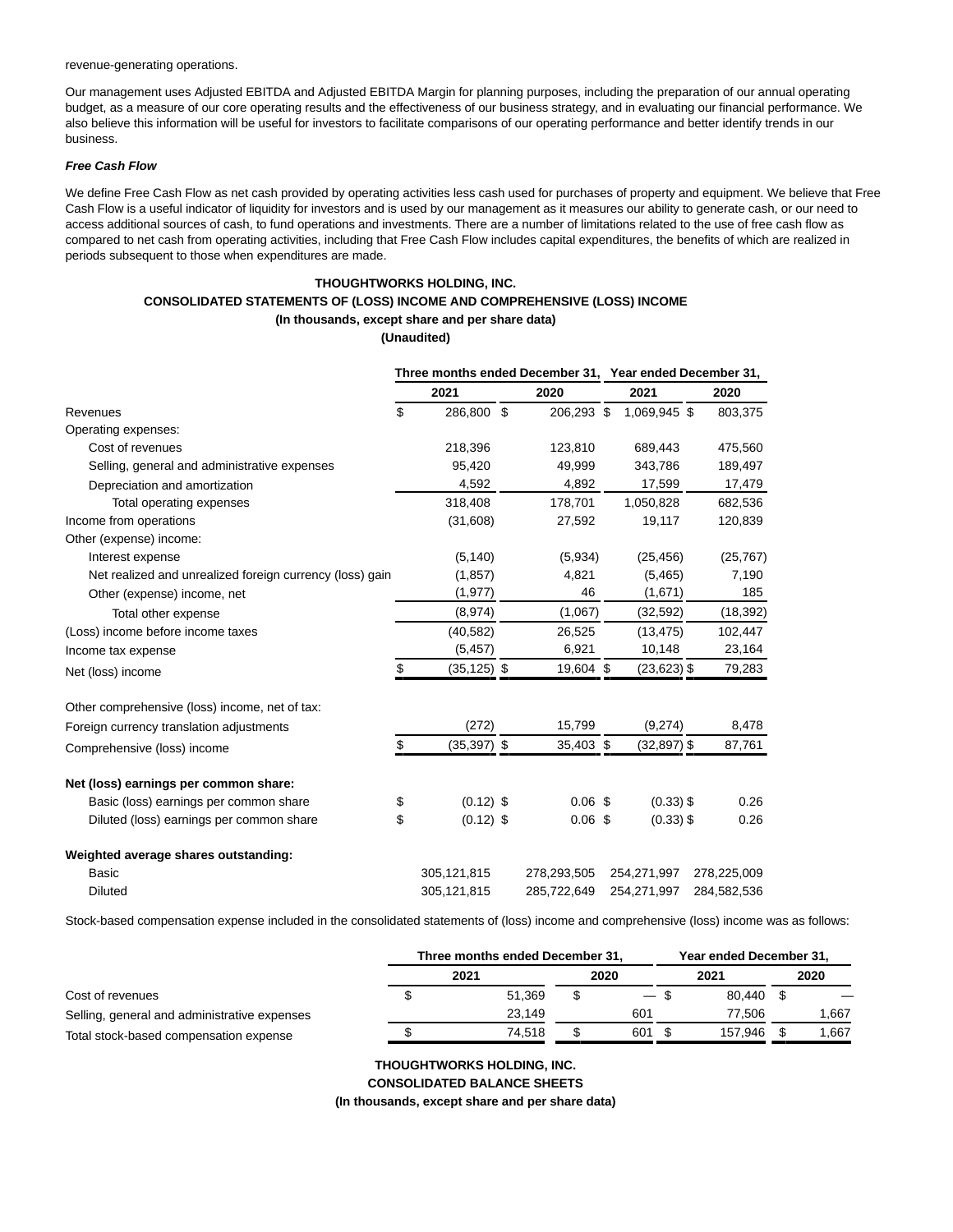revenue-generating operations.

Our management uses Adjusted EBITDA and Adjusted EBITDA Margin for planning purposes, including the preparation of our annual operating budget, as a measure of our core operating results and the effectiveness of our business strategy, and in evaluating our financial performance. We also believe this information will be useful for investors to facilitate comparisons of our operating performance and better identify trends in our business.

***Free Cash Flow***

We define Free Cash Flow as net cash provided by operating activities less cash used for purchases of property and equipment. We believe that Free Cash Flow is a useful indicator of liquidity for investors and is used by our management as it measures our ability to generate cash, or our need to access additional sources of cash, to fund operations and investments. There are a number of limitations related to the use of free cash flow as compared to net cash from operating activities, including that Free Cash Flow includes capital expenditures, the benefits of which are realized in periods subsequent to those when expenditures are made.

**THOUGHTWORKS HOLDING, INC.**
**CONSOLIDATED STATEMENTS OF (LOSS) INCOME AND COMPREHENSIVE (LOSS) INCOME**
**(In thousands, except share and per share data)**
**(Unaudited)**

| | Three months ended December 31, | | Year ended December 31, | |
|---|---|---|---|---|
| | 2021 | 2020 | 2021 | 2020 |
| Revenues | $ 286,800 | $ 206,293 | $ 1,069,945 | $ 803,375 |
| Operating expenses: | | | | |
| Cost of revenues | 218,396 | 123,810 | 689,443 | 475,560 |
| Selling, general and administrative expenses | 95,420 | 49,999 | 343,786 | 189,497 |
| Depreciation and amortization | 4,592 | 4,892 | 17,599 | 17,479 |
| Total operating expenses | 318,408 | 178,701 | 1,050,828 | 682,536 |
| Income from operations | (31,608) | 27,592 | 19,117 | 120,839 |
| Other (expense) income: | | | | |
| Interest expense | (5,140) | (5,934) | (25,456) | (25,767) |
| Net realized and unrealized foreign currency (loss) gain | (1,857) | 4,821 | (5,465) | 7,190 |
| Other (expense) income, net | (1,977) | 46 | (1,671) | 185 |
| Total other expense | (8,974) | (1,067) | (32,592) | (18,392) |
| (Loss) income before income taxes | (40,582) | 26,525 | (13,475) | 102,447 |
| Income tax expense | (5,457) | 6,921 | 10,148 | 23,164 |
| Net (loss) income | $ (35,125) | $ 19,604 | $ (23,623) | $ 79,283 |
| | | | | |
| Other comprehensive (loss) income, net of tax: | | | | |
| Foreign currency translation adjustments | (272) | 15,799 | (9,274) | 8,478 |
| Comprehensive (loss) income | $ (35,397) | $ 35,403 | $ (32,897) | $ 87,761 |
| | | | | |
| **Net (loss) earnings per common share:** | | | | |
| Basic (loss) earnings per common share | $ (0.12) | $ 0.06 | $ (0.33) | $ 0.26 |
| Diluted (loss) earnings per common share | $ (0.12) | $ 0.06 | $ (0.33) | $ 0.26 |
| | | | | |
| **Weighted average shares outstanding:** | | | | |
| Basic | 305,121,815 | 278,293,505 | 254,271,997 | 278,225,009 |
| Diluted | 305,121,815 | 285,722,649 | 254,271,997 | 284,582,536 |

Stock-based compensation expense included in the consolidated statements of (loss) income and comprehensive (loss) income was as follows:

| | Three months ended December 31, | | Year ended December 31, | |
|---|---|---|---|---|
| | 2021 | 2020 | 2021 | 2020 |
| Cost of revenues | $ 51,369 | $ — | $ 80,440 | $ — |
| Selling, general and administrative expenses | 23,149 | 601 | 77,506 | 1,667 |
| Total stock-based compensation expense | $ 74,518 | $ 601 | $ 157,946 | $ 1,667 |

**THOUGHTWORKS HOLDING, INC.**
**CONSOLIDATED BALANCE SHEETS**
**(In thousands, except share and per share data)**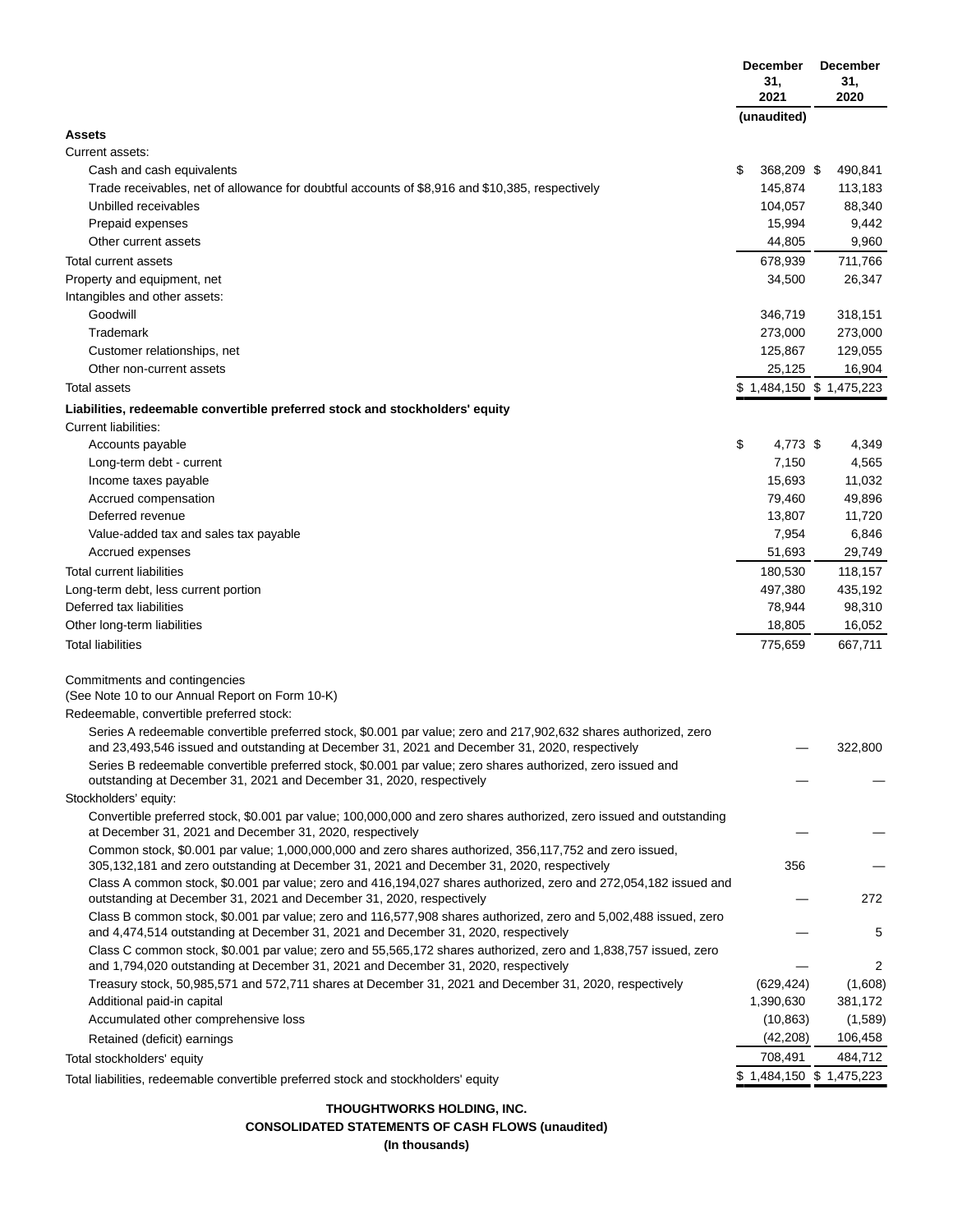| | December 31, 2021 | December 31, 2020 |
|---|---|---|
| | (unaudited) | |
| **Assets** | | |
| Current assets: | | |
| Cash and cash equivalents | $ 368,209 | $ 490,841 |
| Trade receivables, net of allowance for doubtful accounts of $8,916 and $10,385, respectively | 145,874 | 113,183 |
| Unbilled receivables | 104,057 | 88,340 |
| Prepaid expenses | 15,994 | 9,442 |
| Other current assets | 44,805 | 9,960 |
| Total current assets | 678,939 | 711,766 |
| Property and equipment, net | 34,500 | 26,347 |
| Intangibles and other assets: | | |
| Goodwill | 346,719 | 318,151 |
| Trademark | 273,000 | 273,000 |
| Customer relationships, net | 125,867 | 129,055 |
| Other non-current assets | 25,125 | 16,904 |
| Total assets | $ 1,484,150 | $ 1,475,223 |
| **Liabilities, redeemable convertible preferred stock and stockholders' equity** | | |
| Current liabilities: | | |
| Accounts payable | $ 4,773 | $ 4,349 |
| Long-term debt - current | 7,150 | 4,565 |
| Income taxes payable | 15,693 | 11,032 |
| Accrued compensation | 79,460 | 49,896 |
| Deferred revenue | 13,807 | 11,720 |
| Value-added tax and sales tax payable | 7,954 | 6,846 |
| Accrued expenses | 51,693 | 29,749 |
| Total current liabilities | 180,530 | 118,157 |
| Long-term debt, less current portion | 497,380 | 435,192 |
| Deferred tax liabilities | 78,944 | 98,310 |
| Other long-term liabilities | 18,805 | 16,052 |
| Total liabilities | 775,659 | 667,711 |
| Commitments and contingencies (See Note 10 to our Annual Report on Form 10-K) | | |
| Redeemable, convertible preferred stock: | | |
| Series A redeemable convertible preferred stock, $0.001 par value; zero and 217,902,632 shares authorized, zero and 23,493,546 issued and outstanding at December 31, 2021 and December 31, 2020, respectively | — | 322,800 |
| Series B redeemable convertible preferred stock, $0.001 par value; zero shares authorized, zero issued and outstanding at December 31, 2021 and December 31, 2020, respectively | — | — |
| Stockholders' equity: | | |
| Convertible preferred stock, $0.001 par value; 100,000,000 and zero shares authorized, zero issued and outstanding at December 31, 2021 and December 31, 2020, respectively | — | — |
| Common stock, $0.001 par value; 1,000,000,000 and zero shares authorized, 356,117,752 and zero issued, 305,132,181 and zero outstanding at December 31, 2021 and December 31, 2020, respectively | 356 | — |
| Class A common stock, $0.001 par value; zero and 416,194,027 shares authorized, zero and 272,054,182 issued and outstanding at December 31, 2021 and December 31, 2020, respectively | — | 272 |
| Class B common stock, $0.001 par value; zero and 116,577,908 shares authorized, zero and 5,002,488 issued, zero and 4,474,514 outstanding at December 31, 2021 and December 31, 2020, respectively | — | 5 |
| Class C common stock, $0.001 par value; zero and 55,565,172 shares authorized, zero and 1,838,757 issued, zero and 1,794,020 outstanding at December 31, 2021 and December 31, 2020, respectively | — | 2 |
| Treasury stock, 50,985,571 and 572,711 shares at December 31, 2021 and December 31, 2020, respectively | (629,424) | (1,608) |
| Additional paid-in capital | 1,390,630 | 381,172 |
| Accumulated other comprehensive loss | (10,863) | (1,589) |
| Retained (deficit) earnings | (42,208) | 106,458 |
| Total stockholders' equity | 708,491 | 484,712 |
| Total liabilities, redeemable convertible preferred stock and stockholders' equity | $ 1,484,150 | $ 1,475,223 |

**THOUGHTWORKS HOLDING, INC.**

**CONSOLIDATED STATEMENTS OF CASH FLOWS (unaudited)**

**(In thousands)**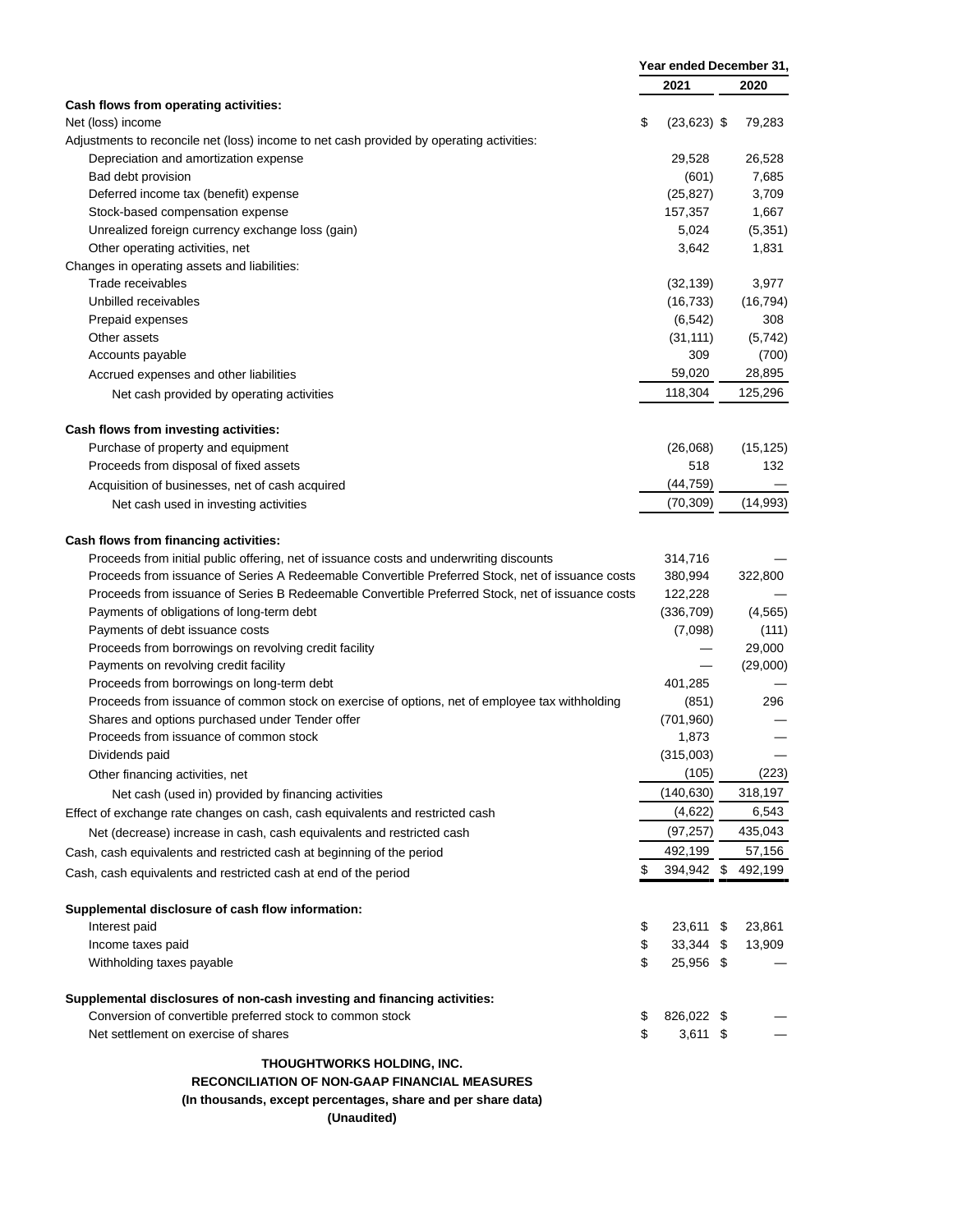| | Year ended December 31, | |
|---|---|---|
| | 2021 | 2020 |
| **Cash flows from operating activities:** | | |
| Net (loss) income | $ (23,623) | $ 79,283 |
| Adjustments to reconcile net (loss) income to net cash provided by operating activities: | | |
| Depreciation and amortization expense | 29,528 | 26,528 |
| Bad debt provision | (601) | 7,685 |
| Deferred income tax (benefit) expense | (25,827) | 3,709 |
| Stock-based compensation expense | 157,357 | 1,667 |
| Unrealized foreign currency exchange loss (gain) | 5,024 | (5,351) |
| Other operating activities, net | 3,642 | 1,831 |
| Changes in operating assets and liabilities: | | |
| Trade receivables | (32,139) | 3,977 |
| Unbilled receivables | (16,733) | (16,794) |
| Prepaid expenses | (6,542) | 308 |
| Other assets | (31,111) | (5,742) |
| Accounts payable | 309 | (700) |
| Accrued expenses and other liabilities | 59,020 | 28,895 |
| Net cash provided by operating activities | 118,304 | 125,296 |
| **Cash flows from investing activities:** | | |
| Purchase of property and equipment | (26,068) | (15,125) |
| Proceeds from disposal of fixed assets | 518 | 132 |
| Acquisition of businesses, net of cash acquired | (44,759) | — |
| Net cash used in investing activities | (70,309) | (14,993) |
| **Cash flows from financing activities:** | | |
| Proceeds from initial public offering, net of issuance costs and underwriting discounts | 314,716 | — |
| Proceeds from issuance of Series A Redeemable Convertible Preferred Stock, net of issuance costs | 380,994 | 322,800 |
| Proceeds from issuance of Series B Redeemable Convertible Preferred Stock, net of issuance costs | 122,228 | — |
| Payments of obligations of long-term debt | (336,709) | (4,565) |
| Payments of debt issuance costs | (7,098) | (111) |
| Proceeds from borrowings on revolving credit facility | — | 29,000 |
| Payments on revolving credit facility | — | (29,000) |
| Proceeds from borrowings on long-term debt | 401,285 | — |
| Proceeds from issuance of common stock on exercise of options, net of employee tax withholding | (851) | 296 |
| Shares and options purchased under Tender offer | (701,960) | — |
| Proceeds from issuance of common stock | 1,873 | — |
| Dividends paid | (315,003) | — |
| Other financing activities, net | (105) | (223) |
| Net cash (used in) provided by financing activities | (140,630) | 318,197 |
| Effect of exchange rate changes on cash, cash equivalents and restricted cash | (4,622) | 6,543 |
| Net (decrease) increase in cash, cash equivalents and restricted cash | (97,257) | 435,043 |
| Cash, cash equivalents and restricted cash at beginning of the period | 492,199 | 57,156 |
| Cash, cash equivalents and restricted cash at end of the period | $ 394,942 | $ 492,199 |
| **Supplemental disclosure of cash flow information:** | | |
| Interest paid | $ 23,611 | $ 23,861 |
| Income taxes paid | $ 33,344 | $ 13,909 |
| Withholding taxes payable | $ 25,956 | $ — |
| **Supplemental disclosures of non-cash investing and financing activities:** | | |
| Conversion of convertible preferred stock to common stock | $ 826,022 | $ — |
| Net settlement on exercise of shares | $ 3,611 | $ — |

**THOUGHTWORKS HOLDING, INC.**
**RECONCILIATION OF NON-GAAP FINANCIAL MEASURES**
**(In thousands, except percentages, share and per share data)**
**(Unaudited)**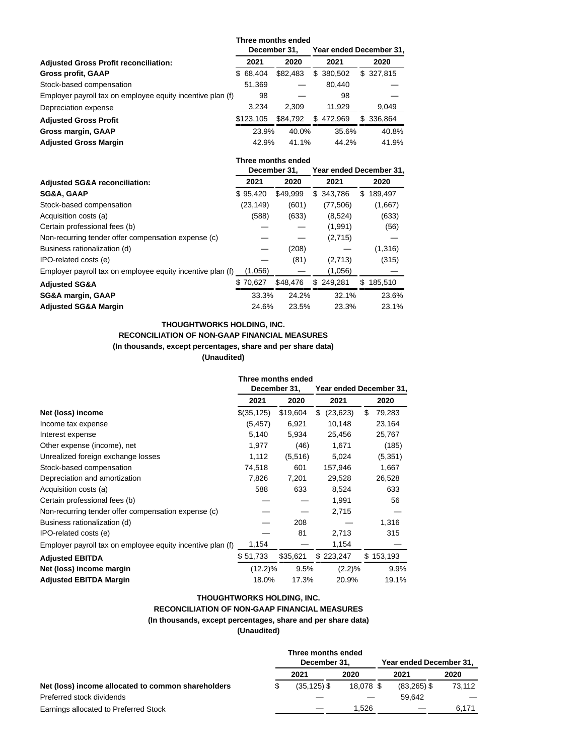| Adjusted Gross Profit reconciliation: | Three months ended December 31, 2021 | Three months ended December 31, 2020 | Year ended December 31, 2021 | Year ended December 31, 2020 |
|---|---|---|---|---|
| **Gross profit, GAAP** | $ 68,404 | $82,483 | $ 380,502 | $ 327,815 |
| Stock-based compensation | 51,369 | — | 80,440 | — |
| Employer payroll tax on employee equity incentive plan (f) | 98 | — | 98 | — |
| Depreciation expense | 3,234 | 2,309 | 11,929 | 9,049 |
| **Adjusted Gross Profit** | $123,105 | $84,792 | $ 472,969 | $ 336,864 |
| **Gross margin, GAAP** | 23.9% | 40.0% | 35.6% | 40.8% |
| **Adjusted Gross Margin** | 42.9% | 41.1% | 44.2% | 41.9% |

| Adjusted SG&A reconciliation: | Three months ended December 31, 2021 | Three months ended December 31, 2020 | Year ended December 31, 2021 | Year ended December 31, 2020 |
|---|---|---|---|---|
| **SG&A, GAAP** | $ 95,420 | $49,999 | $ 343,786 | $ 189,497 |
| Stock-based compensation | (23,149) | (601) | (77,506) | (1,667) |
| Acquisition costs (a) | (588) | (633) | (8,524) | (633) |
| Certain professional fees (b) | — | — | (1,991) | (56) |
| Non-recurring tender offer compensation expense (c) | — | — | (2,715) | — |
| Business rationalization (d) | — | (208) | — | (1,316) |
| IPO-related costs (e) | — | (81) | (2,713) | (315) |
| Employer payroll tax on employee equity incentive plan (f) | (1,056) | — | (1,056) | — |
| **Adjusted SG&A** | $ 70,627 | $48,476 | $ 249,281 | $ 185,510 |
| **SG&A margin, GAAP** | 33.3% | 24.2% | 32.1% | 23.6% |
| **Adjusted SG&A Margin** | 24.6% | 23.5% | 23.3% | 23.1% |

**THOUGHTWORKS HOLDING, INC.**
**RECONCILIATION OF NON-GAAP FINANCIAL MEASURES**
**(In thousands, except percentages, share and per share data)**
**(Unaudited)**

| | Three months ended December 31, 2021 | Three months ended December 31, 2020 | Year ended December 31, 2021 | Year ended December 31, 2020 |
|---|---|---|---|---|
| **Net (loss) income** | $(35,125) | $19,604 | $ (23,623) | $ 79,283 |
| Income tax expense | (5,457) | 6,921 | 10,148 | 23,164 |
| Interest expense | 5,140 | 5,934 | 25,456 | 25,767 |
| Other expense (income), net | 1,977 | (46) | 1,671 | (185) |
| Unrealized foreign exchange losses | 1,112 | (5,516) | 5,024 | (5,351) |
| Stock-based compensation | 74,518 | 601 | 157,946 | 1,667 |
| Depreciation and amortization | 7,826 | 7,201 | 29,528 | 26,528 |
| Acquisition costs (a) | 588 | 633 | 8,524 | 633 |
| Certain professional fees (b) | — | — | 1,991 | 56 |
| Non-recurring tender offer compensation expense (c) | — | — | 2,715 | — |
| Business rationalization (d) | — | 208 | — | 1,316 |
| IPO-related costs (e) | — | 81 | 2,713 | 315 |
| Employer payroll tax on employee equity incentive plan (f) | 1,154 | — | 1,154 | — |
| **Adjusted EBITDA** | $ 51,733 | $35,621 | $ 223,247 | $ 153,193 |
| **Net (loss) income margin** | (12.2)% | 9.5% | (2.2)% | 9.9% |
| **Adjusted EBITDA Margin** | 18.0% | 17.3% | 20.9% | 19.1% |

**THOUGHTWORKS HOLDING, INC.**
**RECONCILIATION OF NON-GAAP FINANCIAL MEASURES**
**(In thousands, except percentages, share and per share data)**
**(Unaudited)**

| | Three months ended December 31, 2021 | Three months ended December 31, 2020 | Year ended December 31, 2021 | Year ended December 31, 2020 |
|---|---|---|---|---|
| **Net (loss) income allocated to common shareholders** | $ (35,125) | $ 18,078 | $ (83,265) | $ 73,112 |
| Preferred stock dividends | — | — | 59,642 | — |
| Earnings allocated to Preferred Stock | — | 1,526 | — | 6,171 |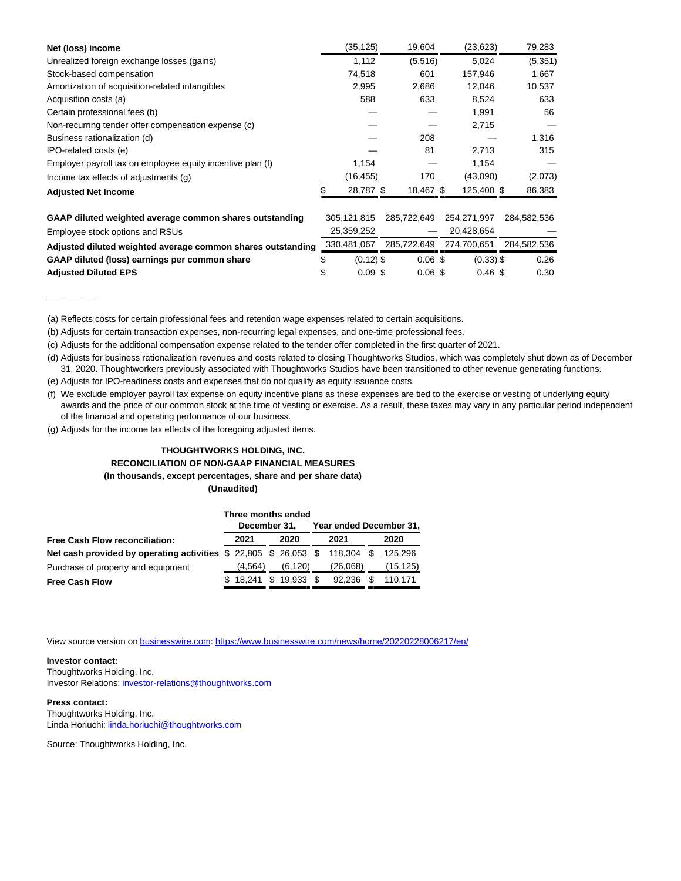| | | | | |
|---|---|---|---|---|
| **Net (loss) income** | (35,125) | 19,604 | (23,623) | 79,283 |
| Unrealized foreign exchange losses (gains) | 1,112 | (5,516) | 5,024 | (5,351) |
| Stock-based compensation | 74,518 | 601 | 157,946 | 1,667 |
| Amortization of acquisition-related intangibles | 2,995 | 2,686 | 12,046 | 10,537 |
| Acquisition costs (a) | 588 | 633 | 8,524 | 633 |
| Certain professional fees (b) | — | — | 1,991 | 56 |
| Non-recurring tender offer compensation expense (c) | — | — | 2,715 | — |
| Business rationalization (d) | — | 208 | — | 1,316 |
| IPO-related costs (e) | — | 81 | 2,713 | 315 |
| Employer payroll tax on employee equity incentive plan (f) | 1,154 | — | 1,154 | — |
| Income tax effects of adjustments (g) | (16,455) | 170 | (43,090) | (2,073) |
| **Adjusted Net Income** | $ 28,787 | $ 18,467 | $ 125,400 | $ 86,383 |
| | | | | |
| **GAAP diluted weighted average common shares outstanding** | 305,121,815 | 285,722,649 | 254,271,997 | 284,582,536 |
| Employee stock options and RSUs | 25,359,252 | — | 20,428,654 | — |
| **Adjusted diluted weighted average common shares outstanding** | 330,481,067 | 285,722,649 | 274,700,651 | 284,582,536 |
| **GAAP diluted (loss) earnings per common share** | $ (0.12) | $ 0.06 | $ (0.33) | $ 0.26 |
| **Adjusted Diluted EPS** | $ 0.09 | $ 0.06 | $ 0.46 | $ 0.30 |

(a) Reflects costs for certain professional fees and retention wage expenses related to certain acquisitions.

(b) Adjusts for certain transaction expenses, non-recurring legal expenses, and one-time professional fees.

(c) Adjusts for the additional compensation expense related to the tender offer completed in the first quarter of 2021.

(d) Adjusts for business rationalization revenues and costs related to closing Thoughtworks Studios, which was completely shut down as of December 31, 2020. Thoughtworkers previously associated with Thoughtworks Studios have been transitioned to other revenue generating functions.

(e) Adjusts for IPO-readiness costs and expenses that do not qualify as equity issuance costs.

(f) We exclude employer payroll tax expense on equity incentive plans as these expenses are tied to the exercise or vesting of underlying equity awards and the price of our common stock at the time of vesting or exercise. As a result, these taxes may vary in any particular period independent of the financial and operating performance of our business.

(g) Adjusts for the income tax effects of the foregoing adjusted items.

**THOUGHTWORKS HOLDING, INC.**
**RECONCILIATION OF NON-GAAP FINANCIAL MEASURES**
**(In thousands, except percentages, share and per share data)**
**(Unaudited)**

| | Three months ended December 31, | | Year ended December 31, | |
|---|---|---|---|---|
| **Free Cash Flow reconciliation:** | **2021** | **2020** | **2021** | **2020** |
| **Net cash provided by operating activities** | $ 22,805 | $ 26,053 | $ 118,304 | $ 125,296 |
| Purchase of property and equipment | (4,564) | (6,120) | (26,068) | (15,125) |
| **Free Cash Flow** | $ 18,241 | $ 19,933 | $ 92,236 | $ 110,171 |

View source version on businesswire.com: https://www.businesswire.com/news/home/20220228006217/en/

**Investor contact:**
Thoughtworks Holding, Inc.
Investor Relations: investor-relations@thoughtworks.com

**Press contact:**
Thoughtworks Holding, Inc.
Linda Horiuchi: linda.horiuchi@thoughtworks.com

Source: Thoughtworks Holding, Inc.